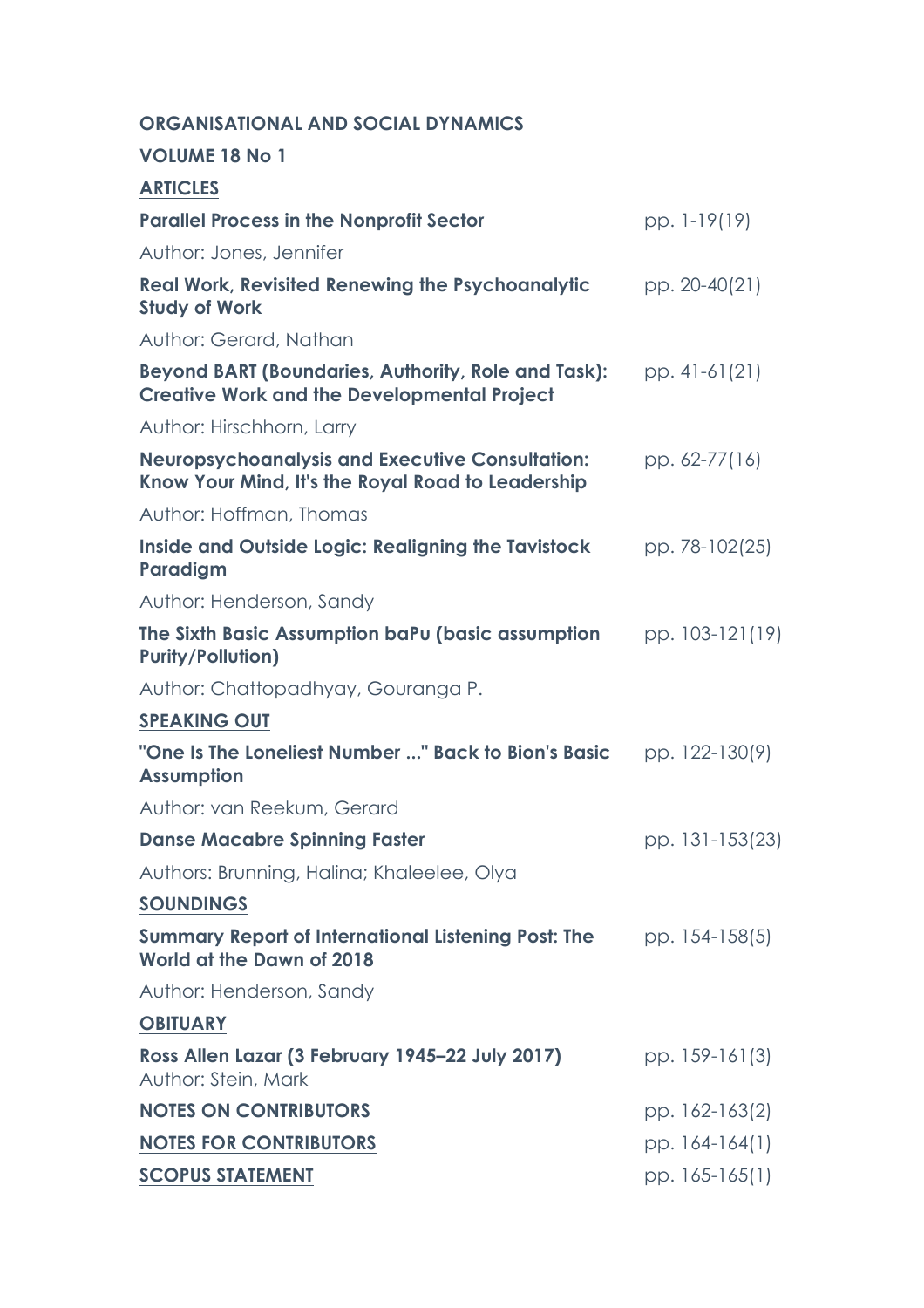**ORGANISATIONAL AND SOCIAL DYNAMICS**

**VOLUME 18 No 1**

**ARTICLES**

**Parallel Process in the Nonprofit Sector** pp. 1-19(19)

Author: Jones, Jennifer

**Real Work, Revisited Renewing the Psychoanalytic Study of Work** pp. 20-40(21)

Author: Gerard, Nathan

**Beyond BART (Boundaries, Authority, Role and Task): Creative Work and the Developmental Project** pp. 41-61(21)

Author: Hirschhorn, Larry

**Neuropsychoanalysis and Executive Consultation: Know Your Mind, It's the Royal Road to Leadership** pp. 62-77(16)

Author: Hoffman, Thomas

**Inside and Outside Logic: Realigning the Tavistock Paradigm** pp. 78-102(25)

Author: Henderson, Sandy

**The Sixth Basic Assumption baPu (basic assumption Purity/Pollution)** pp. 103-121(19)

Author: Chattopadhyay, Gouranga P.

**SPEAKING OUT**

**"One Is The Loneliest Number ..." Back to Bion's Basic Assumption** pp. 122-130(9)

Author: van Reekum, Gerard

**Danse Macabre Spinning Faster** pp. 131-153(23)

Authors: Brunning, Halina; Khaleelee, Olya

**SOUNDINGS**

**Summary Report of International Listening Post: The World at the Dawn of 2018** pp. 154-158(5)

Author: Henderson, Sandy

**OBITUARY**

**Ross Allen Lazar (3 February 1945–22 July 2017)** pp. 159-161(3)
Author: Stein, Mark

**NOTES ON CONTRIBUTORS** pp. 162-163(2)

**NOTES FOR CONTRIBUTORS** pp. 164-164(1)

**SCOPUS STATEMENT** pp. 165-165(1)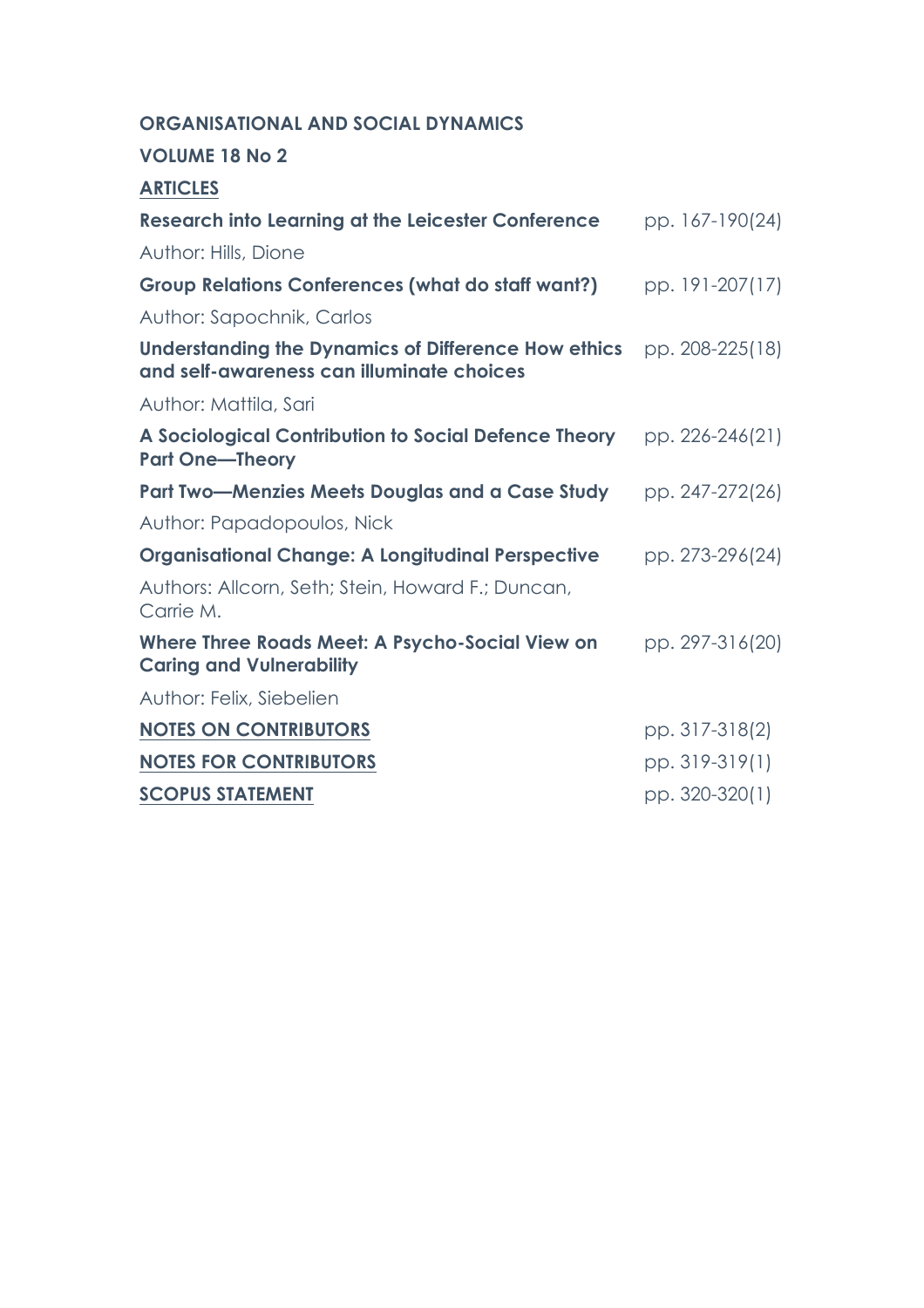**ORGANISATIONAL AND SOCIAL DYNAMICS**

**VOLUME 18 No 2**

**ARTICLES**

| | |
|---|---|
| **Research into Learning at the Leicester Conference** | pp. 167-190(24) |
| Author: Hills, Dione | |
| **Group Relations Conferences (what do staff want?)** | pp. 191-207(17) |
| Author: Sapochnik, Carlos | |
| **Understanding the Dynamics of Difference How ethics and self-awareness can illuminate choices** | pp. 208-225(18) |
| Author: Mattila, Sari | |
| **A Sociological Contribution to Social Defence Theory Part One—Theory** | pp. 226-246(21) |
| **Part Two—Menzies Meets Douglas and a Case Study** | pp. 247-272(26) |
| Author: Papadopoulos, Nick | |
| **Organisational Change: A Longitudinal Perspective** | pp. 273-296(24) |
| Authors: Allcorn, Seth; Stein, Howard F.; Duncan, Carrie M. | |
| **Where Three Roads Meet: A Psycho-Social View on Caring and Vulnerability** | pp. 297-316(20) |
| Author: Felix, Siebelien | |
| **NOTES ON CONTRIBUTORS** | pp. 317-318(2) |
| **NOTES FOR CONTRIBUTORS** | pp. 319-319(1) |
| **SCOPUS STATEMENT** | pp. 320-320(1) |